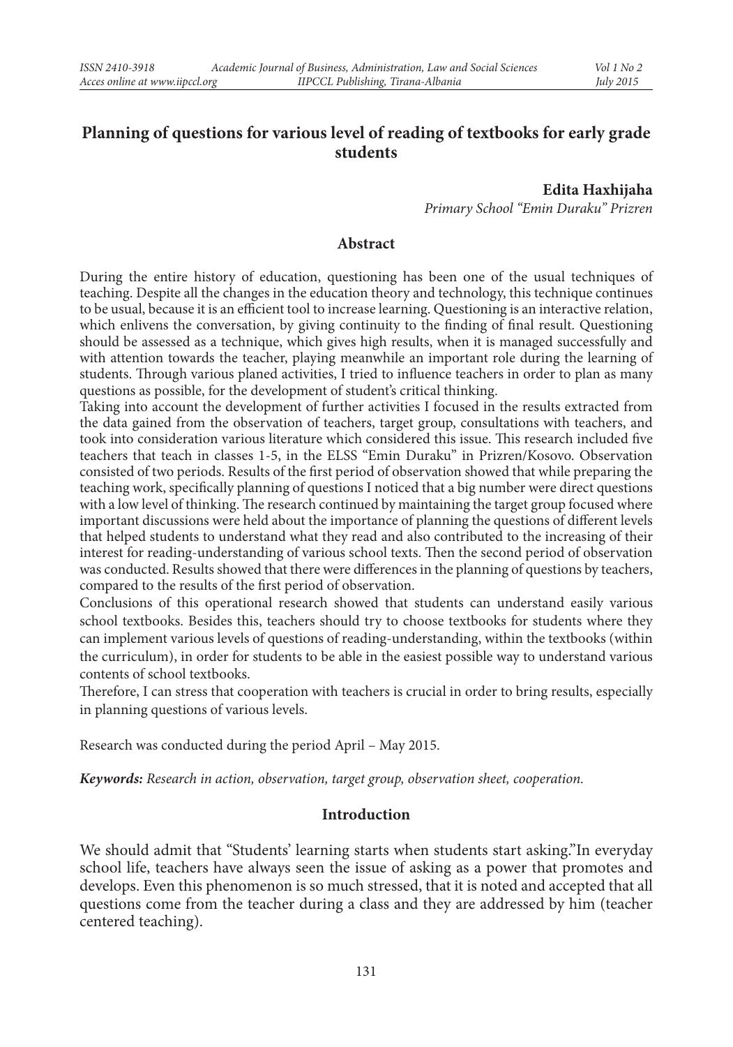# Planning of questions for various level of reading of textbooks for early grade students

**Edita Haxhijaha**

*Primary School "Emin Duraku" Prizren*

## Abstract

During the entire history of education, questioning has been one of the usual techniques of teaching. Despite all the changes in the education theory and technology, this technique continues to be usual, because it is an efficient tool to increase learning. Questioning is an interactive relation, which enlivens the conversation, by giving continuity to the finding of final result. Questioning should be assessed as a technique, which gives high results, when it is managed successfully and with attention towards the teacher, playing meanwhile an important role during the learning of students. Through various planed activities, I tried to influence teachers in order to plan as many questions as possible, for the development of student's critical thinking.

Taking into account the development of further activities I focused in the results extracted from the data gained from the observation of teachers, target group, consultations with teachers, and took into consideration various literature which considered this issue. This research included five teachers that teach in classes 1-5, in the ELSS "Emin Duraku" in Prizren/Kosovo. Observation consisted of two periods. Results of the first period of observation showed that while preparing the teaching work, specifically planning of questions I noticed that a big number were direct questions with a low level of thinking. The research continued by maintaining the target group focused where important discussions were held about the importance of planning the questions of different levels that helped students to understand what they read and also contributed to the increasing of their interest for reading-understanding of various school texts. Then the second period of observation was conducted. Results showed that there were differences in the planning of questions by teachers, compared to the results of the first period of observation.

Conclusions of this operational research showed that students can understand easily various school textbooks. Besides this, teachers should try to choose textbooks for students where they can implement various levels of questions of reading-understanding, within the textbooks (within the curriculum), in order for students to be able in the easiest possible way to understand various contents of school textbooks.

Therefore, I can stress that cooperation with teachers is crucial in order to bring results, especially in planning questions of various levels.

Research was conducted during the period April – May 2015.

***Keywords:*** *Research in action, observation, target group, observation sheet, cooperation.*

## Introduction

We should admit that "Students' learning starts when students start asking."In everyday school life, teachers have always seen the issue of asking as a power that promotes and develops. Even this phenomenon is so much stressed, that it is noted and accepted that all questions come from the teacher during a class and they are addressed by him (teacher centered teaching).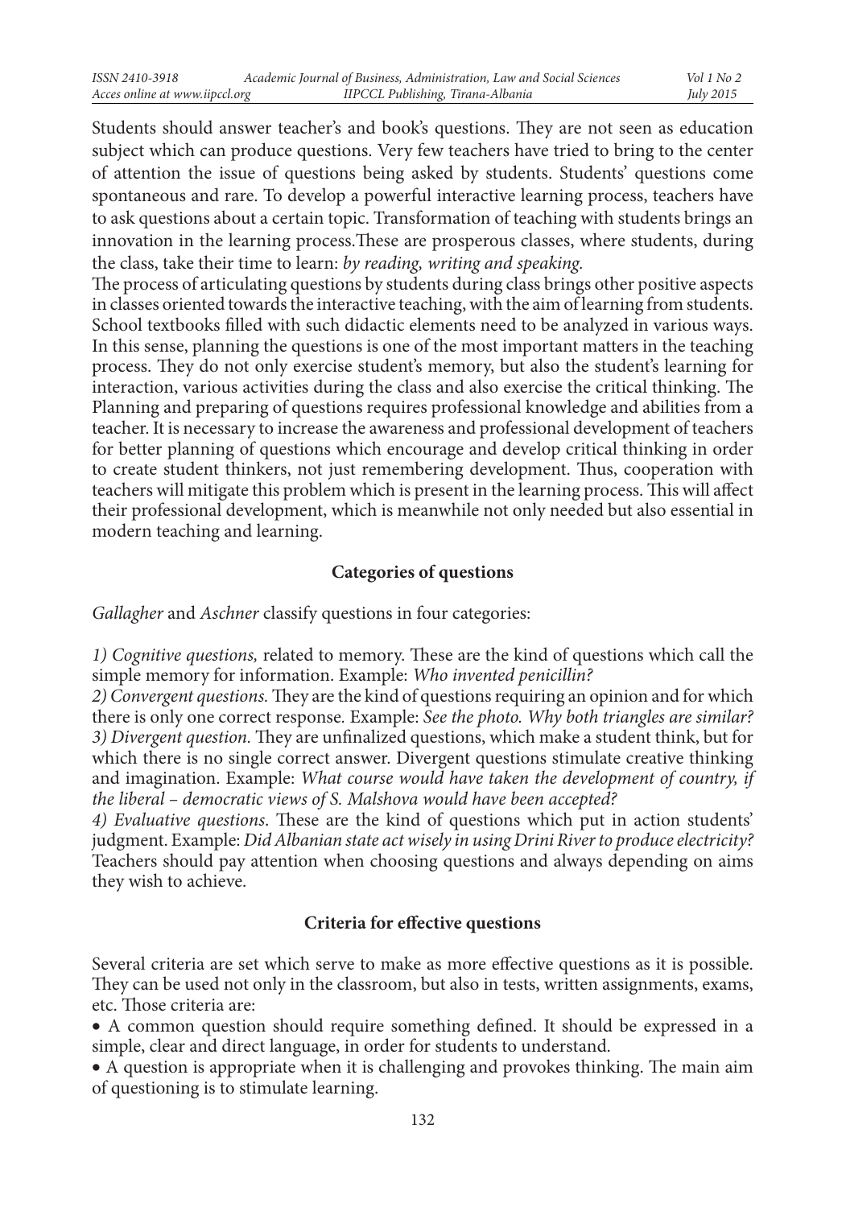Students should answer teacher's and book's questions. They are not seen as education subject which can produce questions. Very few teachers have tried to bring to the center of attention the issue of questions being asked by students. Students' questions come spontaneous and rare. To develop a powerful interactive learning process, teachers have to ask questions about a certain topic. Transformation of teaching with students brings an innovation in the learning process.These are prosperous classes, where students, during the class, take their time to learn: *by reading, writing and speaking.*

The process of articulating questions by students during class brings other positive aspects in classes oriented towards the interactive teaching, with the aim of learning from students. School textbooks filled with such didactic elements need to be analyzed in various ways. In this sense, planning the questions is one of the most important matters in the teaching process. They do not only exercise student's memory, but also the student's learning for interaction, various activities during the class and also exercise the critical thinking. The Planning and preparing of questions requires professional knowledge and abilities from a teacher. It is necessary to increase the awareness and professional development of teachers for better planning of questions which encourage and develop critical thinking in order to create student thinkers, not just remembering development. Thus, cooperation with teachers will mitigate this problem which is present in the learning process. This will affect their professional development, which is meanwhile not only needed but also essential in modern teaching and learning.

## Categories of questions

*Gallagher* and *Aschner* classify questions in four categories:

*1) Cognitive questions,* related to memory. These are the kind of questions which call the simple memory for information. Example: *Who invented penicillin?*

*2) Convergent questions.* They are the kind of questions requiring an opinion and for which there is only one correct response. Example: *See the photo. Why both triangles are similar?*

*3) Divergent question.* They are unfinalized questions, which make a student think, but for which there is no single correct answer. Divergent questions stimulate creative thinking and imagination. Example: *What course would have taken the development of country, if the liberal – democratic views of S. Malshova would have been accepted?*

*4) Evaluative questions*. These are the kind of questions which put in action students' judgment. Example: *Did Albanian state act wisely in using Drini River to produce electricity?*

Teachers should pay attention when choosing questions and always depending on aims they wish to achieve.

## Criteria for effective questions

Several criteria are set which serve to make as more effective questions as it is possible. They can be used not only in the classroom, but also in tests, written assignments, exams, etc. Those criteria are:

- A common question should require something defined. It should be expressed in a simple, clear and direct language, in order for students to understand.
- A question is appropriate when it is challenging and provokes thinking. The main aim of questioning is to stimulate learning.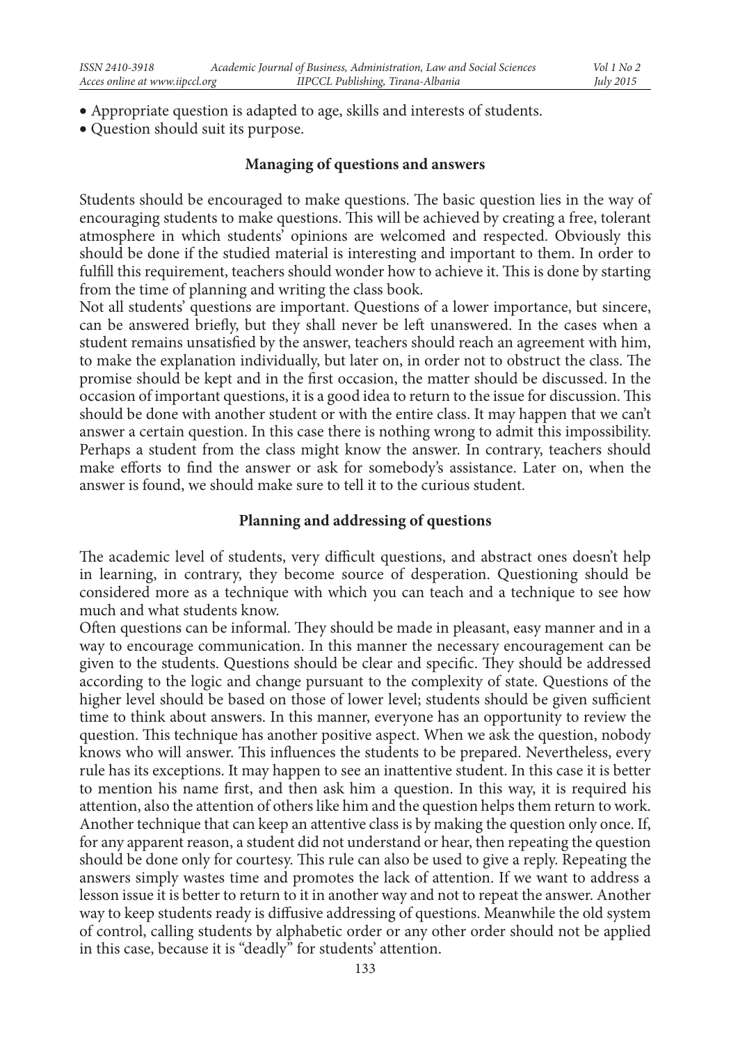- Appropriate question is adapted to age, skills and interests of students.
- Question should suit its purpose.

### Managing of questions and answers

Students should be encouraged to make questions. The basic question lies in the way of encouraging students to make questions. This will be achieved by creating a free, tolerant atmosphere in which students' opinions are welcomed and respected. Obviously this should be done if the studied material is interesting and important to them. In order to fulfill this requirement, teachers should wonder how to achieve it. This is done by starting from the time of planning and writing the class book.

Not all students' questions are important. Questions of a lower importance, but sincere, can be answered briefly, but they shall never be left unanswered. In the cases when a student remains unsatisfied by the answer, teachers should reach an agreement with him, to make the explanation individually, but later on, in order not to obstruct the class. The promise should be kept and in the first occasion, the matter should be discussed. In the occasion of important questions, it is a good idea to return to the issue for discussion. This should be done with another student or with the entire class. It may happen that we can't answer a certain question. In this case there is nothing wrong to admit this impossibility. Perhaps a student from the class might know the answer. In contrary, teachers should make efforts to find the answer or ask for somebody's assistance. Later on, when the answer is found, we should make sure to tell it to the curious student.

### Planning and addressing of questions

The academic level of students, very difficult questions, and abstract ones doesn't help in learning, in contrary, they become source of desperation. Questioning should be considered more as a technique with which you can teach and a technique to see how much and what students know.

Often questions can be informal. They should be made in pleasant, easy manner and in a way to encourage communication. In this manner the necessary encouragement can be given to the students. Questions should be clear and specific. They should be addressed according to the logic and change pursuant to the complexity of state. Questions of the higher level should be based on those of lower level; students should be given sufficient time to think about answers. In this manner, everyone has an opportunity to review the question. This technique has another positive aspect. When we ask the question, nobody knows who will answer. This influences the students to be prepared. Nevertheless, every rule has its exceptions. It may happen to see an inattentive student. In this case it is better to mention his name first, and then ask him a question. In this way, it is required his attention, also the attention of others like him and the question helps them return to work. Another technique that can keep an attentive class is by making the question only once. If, for any apparent reason, a student did not understand or hear, then repeating the question should be done only for courtesy. This rule can also be used to give a reply. Repeating the answers simply wastes time and promotes the lack of attention. If we want to address a lesson issue it is better to return to it in another way and not to repeat the answer. Another way to keep students ready is diffusive addressing of questions. Meanwhile the old system of control, calling students by alphabetic order or any other order should not be applied in this case, because it is "deadly" for students' attention.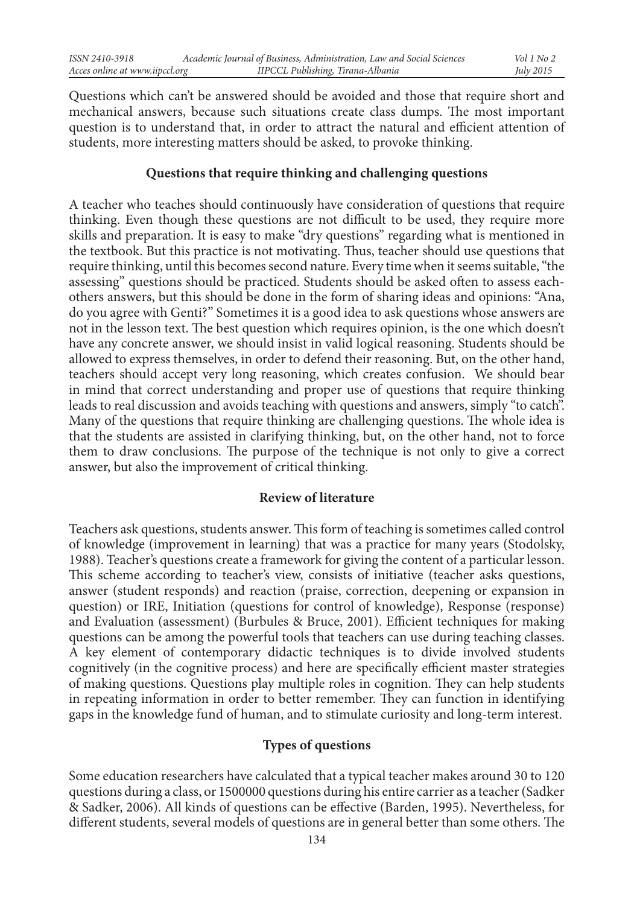Questions which can't be answered should be avoided and those that require short and mechanical answers, because such situations create class dumps. The most important question is to understand that, in order to attract the natural and efficient attention of students, more interesting matters should be asked, to provoke thinking.

### Questions that require thinking and challenging questions

A teacher who teaches should continuously have consideration of questions that require thinking. Even though these questions are not difficult to be used, they require more skills and preparation. It is easy to make "dry questions" regarding what is mentioned in the textbook. But this practice is not motivating. Thus, teacher should use questions that require thinking, until this becomes second nature. Every time when it seems suitable, "the assessing" questions should be practiced. Students should be asked often to assess each-others answers, but this should be done in the form of sharing ideas and opinions: "Ana, do you agree with Genti?" Sometimes it is a good idea to ask questions whose answers are not in the lesson text. The best question which requires opinion, is the one which doesn't have any concrete answer, we should insist in valid logical reasoning. Students should be allowed to express themselves, in order to defend their reasoning. But, on the other hand, teachers should accept very long reasoning, which creates confusion. We should bear in mind that correct understanding and proper use of questions that require thinking leads to real discussion and avoids teaching with questions and answers, simply "to catch". Many of the questions that require thinking are challenging questions. The whole idea is that the students are assisted in clarifying thinking, but, on the other hand, not to force them to draw conclusions. The purpose of the technique is not only to give a correct answer, but also the improvement of critical thinking.

### Review of literature

Teachers ask questions, students answer. This form of teaching is sometimes called control of knowledge (improvement in learning) that was a practice for many years (Stodolsky, 1988). Teacher's questions create a framework for giving the content of a particular lesson. This scheme according to teacher's view, consists of initiative (teacher asks questions, answer (student responds) and reaction (praise, correction, deepening or expansion in question) or IRE, Initiation (questions for control of knowledge), Response (response) and Evaluation (assessment) (Burbules & Bruce, 2001). Efficient techniques for making questions can be among the powerful tools that teachers can use during teaching classes. A key element of contemporary didactic techniques is to divide involved students cognitively (in the cognitive process) and here are specifically efficient master strategies of making questions. Questions play multiple roles in cognition. They can help students in repeating information in order to better remember. They can function in identifying gaps in the knowledge fund of human, and to stimulate curiosity and long-term interest.

### Types of questions

Some education researchers have calculated that a typical teacher makes around 30 to 120 questions during a class, or 1500000 questions during his entire carrier as a teacher (Sadker & Sadker, 2006). All kinds of questions can be effective (Barden, 1995). Nevertheless, for different students, several models of questions are in general better than some others. The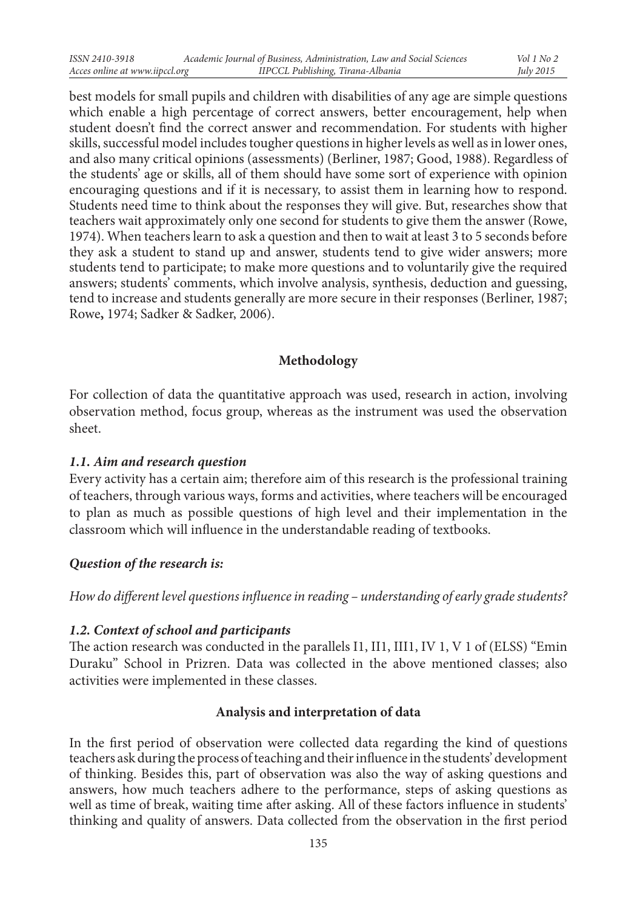best models for small pupils and children with disabilities of any age are simple questions which enable a high percentage of correct answers, better encouragement, help when student doesn't find the correct answer and recommendation. For students with higher skills, successful model includes tougher questions in higher levels as well as in lower ones, and also many critical opinions (assessments) (Berliner, 1987; Good, 1988). Regardless of the students' age or skills, all of them should have some sort of experience with opinion encouraging questions and if it is necessary, to assist them in learning how to respond. Students need time to think about the responses they will give. But, researches show that teachers wait approximately only one second for students to give them the answer (Rowe, 1974). When teachers learn to ask a question and then to wait at least 3 to 5 seconds before they ask a student to stand up and answer, students tend to give wider answers; more students tend to participate; to make more questions and to voluntarily give the required answers; students' comments, which involve analysis, synthesis, deduction and guessing, tend to increase and students generally are more secure in their responses (Berliner, 1987; Rowe**,** 1974; Sadker & Sadker, 2006).

## Methodology

For collection of data the quantitative approach was used, research in action, involving observation method, focus group, whereas as the instrument was used the observation sheet.

### *1.1. Aim and research question*

Every activity has a certain aim; therefore aim of this research is the professional training of teachers, through various ways, forms and activities, where teachers will be encouraged to plan as much as possible questions of high level and their implementation in the classroom which will influence in the understandable reading of textbooks.

***Question of the research is:***

*How do different level questions influence in reading – understanding of early grade students?*

### *1.2. Context of school and participants*

The action research was conducted in the parallels I1, II1, III1, IV 1, V 1 of (ELSS) "Emin Duraku" School in Prizren. Data was collected in the above mentioned classes; also activities were implemented in these classes.

## Analysis and interpretation of data

In the first period of observation were collected data regarding the kind of questions teachers ask during the process of teaching and their influence in the students' development of thinking. Besides this, part of observation was also the way of asking questions and answers, how much teachers adhere to the performance, steps of asking questions as well as time of break, waiting time after asking. All of these factors influence in students' thinking and quality of answers. Data collected from the observation in the first period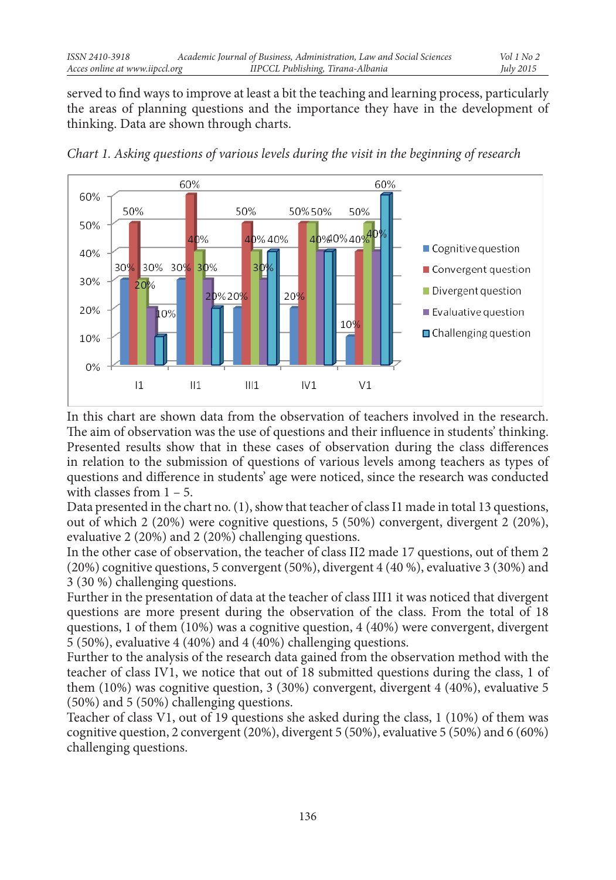served to find ways to improve at least a bit the teaching and learning process, particularly the areas of planning questions and the importance they have in the development of thinking. Data are shown through charts.

*Chart 1. Asking questions of various levels during the visit in the beginning of research*

In this chart are shown data from the observation of teachers involved in the research. The aim of observation was the use of questions and their influence in students' thinking. Presented results show that in these cases of observation during the class differences in relation to the submission of questions of various levels among teachers as types of questions and difference in students' age were noticed, since the research was conducted with classes from 1 – 5.

Data presented in the chart no. (1), show that teacher of class I1 made in total 13 questions, out of which 2 (20%) were cognitive questions, 5 (50%) convergent, divergent 2 (20%), evaluative 2 (20%) and 2 (20%) challenging questions.

In the other case of observation, the teacher of class II2 made 17 questions, out of them 2 (20%) cognitive questions, 5 convergent (50%), divergent 4 (40 %), evaluative 3 (30%) and 3 (30 %) challenging questions.

Further in the presentation of data at the teacher of class III1 it was noticed that divergent questions are more present during the observation of the class. From the total of 18 questions, 1 of them (10%) was a cognitive question, 4 (40%) were convergent, divergent 5 (50%), evaluative 4 (40%) and 4 (40%) challenging questions.

Further to the analysis of the research data gained from the observation method with the teacher of class IV1, we notice that out of 18 submitted questions during the class, 1 of them (10%) was cognitive question, 3 (30%) convergent, divergent 4 (40%), evaluative 5 (50%) and 5 (50%) challenging questions.

Teacher of class V1, out of 19 questions she asked during the class, 1 (10%) of them was cognitive question, 2 convergent (20%), divergent 5 (50%), evaluative 5 (50%) and 6 (60%) challenging questions.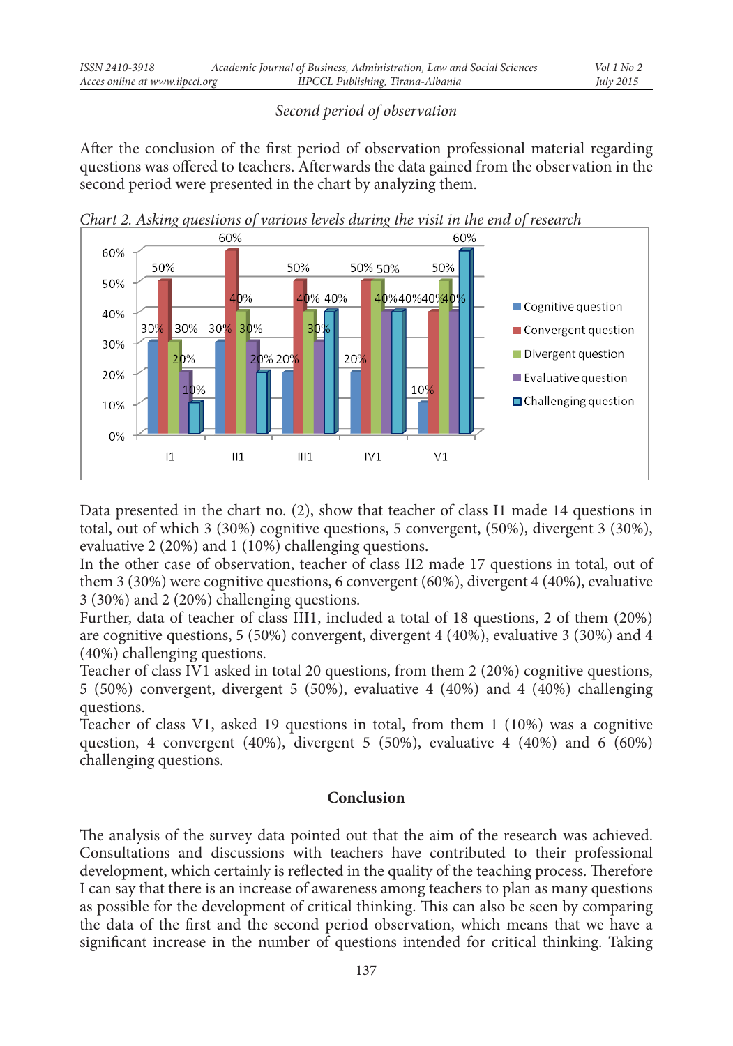*Second period of observation*

After the conclusion of the first period of observation professional material regarding questions was offered to teachers. Afterwards the data gained from the observation in the second period were presented in the chart by analyzing them.

*Chart 2. Asking questions of various levels during the visit in the end of research*

Data presented in the chart no. (2), show that teacher of class I1 made 14 questions in total, out of which 3 (30%) cognitive questions, 5 convergent, (50%), divergent 3 (30%), evaluative 2 (20%) and 1 (10%) challenging questions.

In the other case of observation, teacher of class II2 made 17 questions in total, out of them 3 (30%) were cognitive questions, 6 convergent (60%), divergent 4 (40%), evaluative 3 (30%) and 2 (20%) challenging questions.

Further, data of teacher of class III1, included a total of 18 questions, 2 of them (20%) are cognitive questions, 5 (50%) convergent, divergent 4 (40%), evaluative 3 (30%) and 4 (40%) challenging questions.

Teacher of class IV1 asked in total 20 questions, from them 2 (20%) cognitive questions, 5 (50%) convergent, divergent 5 (50%), evaluative 4 (40%) and 4 (40%) challenging questions.

Teacher of class V1, asked 19 questions in total, from them 1 (10%) was a cognitive question, 4 convergent (40%), divergent 5 (50%), evaluative 4 (40%) and 6 (60%) challenging questions.

## Conclusion

The analysis of the survey data pointed out that the aim of the research was achieved. Consultations and discussions with teachers have contributed to their professional development, which certainly is reflected in the quality of the teaching process. Therefore I can say that there is an increase of awareness among teachers to plan as many questions as possible for the development of critical thinking. This can also be seen by comparing the data of the first and the second period observation, which means that we have a significant increase in the number of questions intended for critical thinking. Taking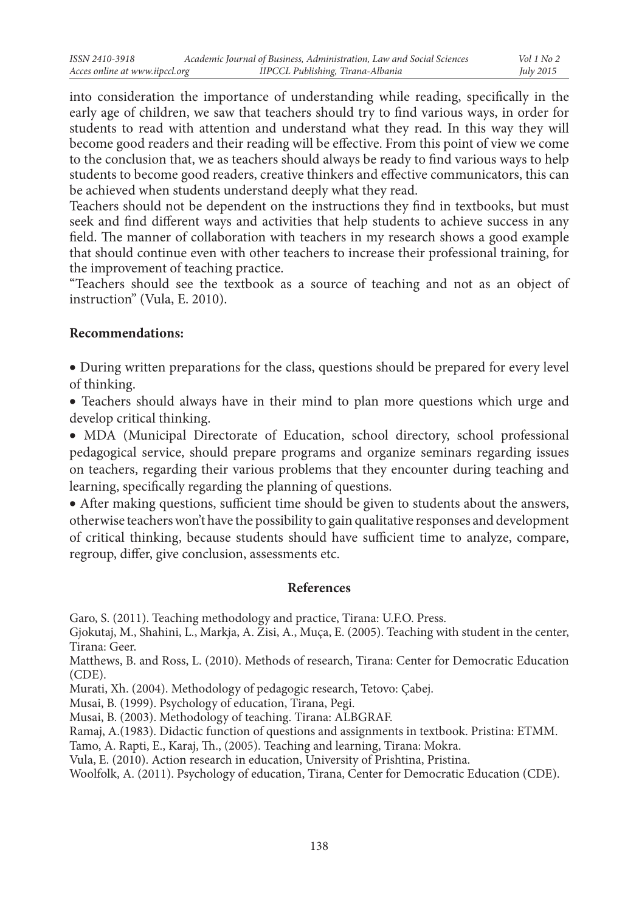into consideration the importance of understanding while reading, specifically in the early age of children, we saw that teachers should try to find various ways, in order for students to read with attention and understand what they read. In this way they will become good readers and their reading will be effective. From this point of view we come to the conclusion that, we as teachers should always be ready to find various ways to help students to become good readers, creative thinkers and effective communicators, this can be achieved when students understand deeply what they read.

Teachers should not be dependent on the instructions they find in textbooks, but must seek and find different ways and activities that help students to achieve success in any field. The manner of collaboration with teachers in my research shows a good example that should continue even with other teachers to increase their professional training, for the improvement of teaching practice.

"Teachers should see the textbook as a source of teaching and not as an object of instruction" (Vula, E. 2010).

**Recommendations:**

- During written preparations for the class, questions should be prepared for every level of thinking.
- Teachers should always have in their mind to plan more questions which urge and develop critical thinking.
- MDA (Municipal Directorate of Education, school directory, school professional pedagogical service, should prepare programs and organize seminars regarding issues on teachers, regarding their various problems that they encounter during teaching and learning, specifically regarding the planning of questions.
- After making questions, sufficient time should be given to students about the answers, otherwise teachers won't have the possibility to gain qualitative responses and development of critical thinking, because students should have sufficient time to analyze, compare, regroup, differ, give conclusion, assessments etc.

## References

Garo, S. (2011). Teaching methodology and practice, Tirana: U.F.O. Press.

Gjokutaj, M., Shahini, L., Markja, A. Zisi, A., Muça, E. (2005). Teaching with student in the center, Tirana: Geer.

Matthews, B. and Ross, L. (2010). Methods of research, Tirana: Center for Democratic Education (CDE).

Murati, Xh. (2004). Methodology of pedagogic research, Tetovo: Çabej.

Musai, B. (1999). Psychology of education, Tirana, Pegi.

Musai, B. (2003). Methodology of teaching. Tirana: ALBGRAF.

Ramaj, A.(1983). Didactic function of questions and assignments in textbook. Pristina: ETMM.

Tamo, A. Rapti, E., Karaj, Th., (2005). Teaching and learning, Tirana: Mokra.

Vula, E. (2010). Action research in education, University of Prishtina, Pristina.

Woolfolk, A. (2011). Psychology of education, Tirana, Center for Democratic Education (CDE).